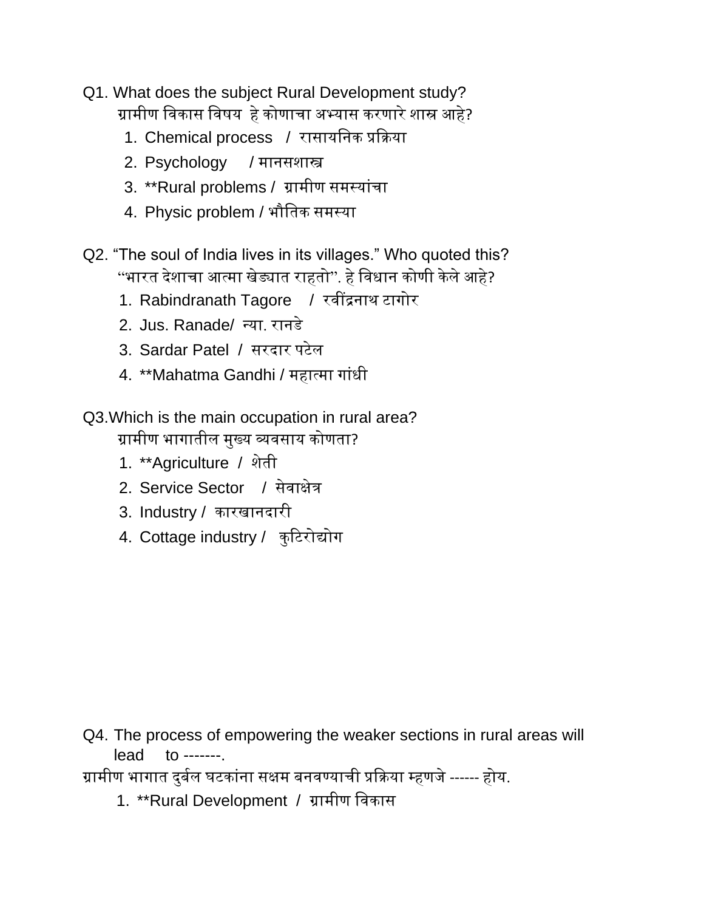Q1. What does the subject Rural Development study?
ग्रामीण विकास विषय हे कोणाचा अभ्यास करणारे शास्त्र आहे?

1. Chemical process / रासायनिक प्रक्रिया
2. Psychology / मानसशास्त्र
3. **Rural problems / ग्रामीण समस्यांचा
4. Physic problem / भौतिक समस्या

Q2. "The soul of India lives in its villages." Who quoted this?
"भारत देशाचा आत्मा खेड्यात राहतो". हे विधान कोणी केले आहे?

1. Rabindranath Tagore / रवींद्रनाथ टागोर
2. Jus. Ranade/ न्या. रानडे
3. Sardar Patel / सरदार पटेल
4. **Mahatma Gandhi / महात्मा गांधी

Q3. Which is the main occupation in rural area?
ग्रामीण भागातील मुख्य व्यवसाय कोणता?

1. **Agriculture / शेती
2. Service Sector / सेवाक्षेत्र
3. Industry / कारखानदारी
4. Cottage industry / कुटिरोद्योग

Q4. The process of empowering the weaker sections in rural areas will lead to -------.
ग्रामीण भागात दुर्बल घटकांना सक्षम बनवण्याची प्रक्रिया म्हणजे ------ होय.

1. **Rural Development / ग्रामीण विकास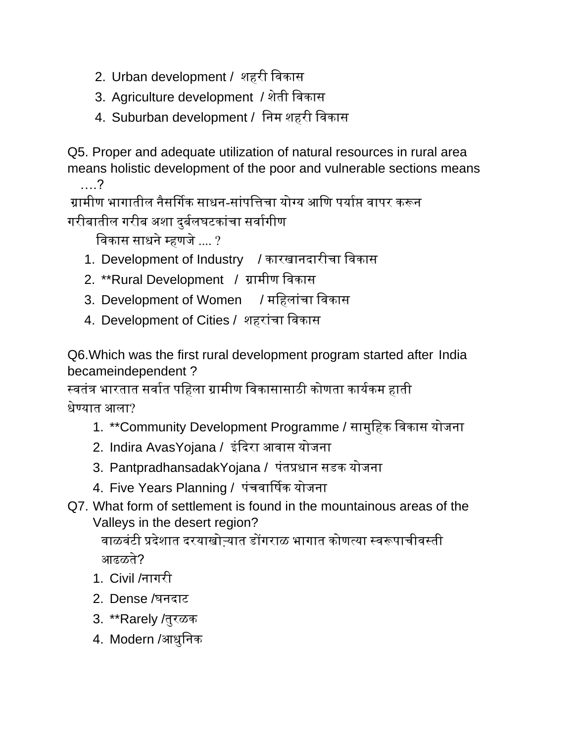2. Urban development / शहरी विकास
3. Agriculture development / शेती विकास
4. Suburban development / निम शहरी विकास

Q5. Proper and adequate utilization of natural resources in rural area means holistic development of the poor and vulnerable sections means ….?

ग्रामीण भागातील नैसर्गिक साधन-सांपत्तिचा योग्य आणि पर्याप्त वापर करून गरीबातील गरीब अशा दुर्बलघटकांचा सर्वागीण विकास साधने म्हणजे .... ?

1. Development of Industry / कारखानदारीचा विकास
2. **Rural Development / ग्रामीण विकास
3. Development of Women / महिलांचा विकास
4. Development of Cities / शहरांचा विकास

Q6.Which was the first rural development program started after India becameindependent ?

स्वतंत्र भारतात सर्वात पहिला ग्रामीण विकासासाठी कोणता कार्यकम हाती धेण्यात आला?

1. **Community Development Programme / सामुहिक विकास योजना
2. Indira AvasYojana / इंदिरा आवास योजना
3. PantpradhansadakYojana / पंतप्रधान सडक योजना
4. Five Years Planning / पंचवार्षिक योजना

Q7. What form of settlement is found in the mountainous areas of the Valleys in the desert region?

वाळवंटी प्रदेशात दरयाखोऱ्यात डोंगराळ भागात कोणत्या स्वरूपाचीवस्ती आढळते?

1. Civil /नागरी
2. Dense /घनदाट
3. **Rarely /तुरळक
4. Modern /आधुनिक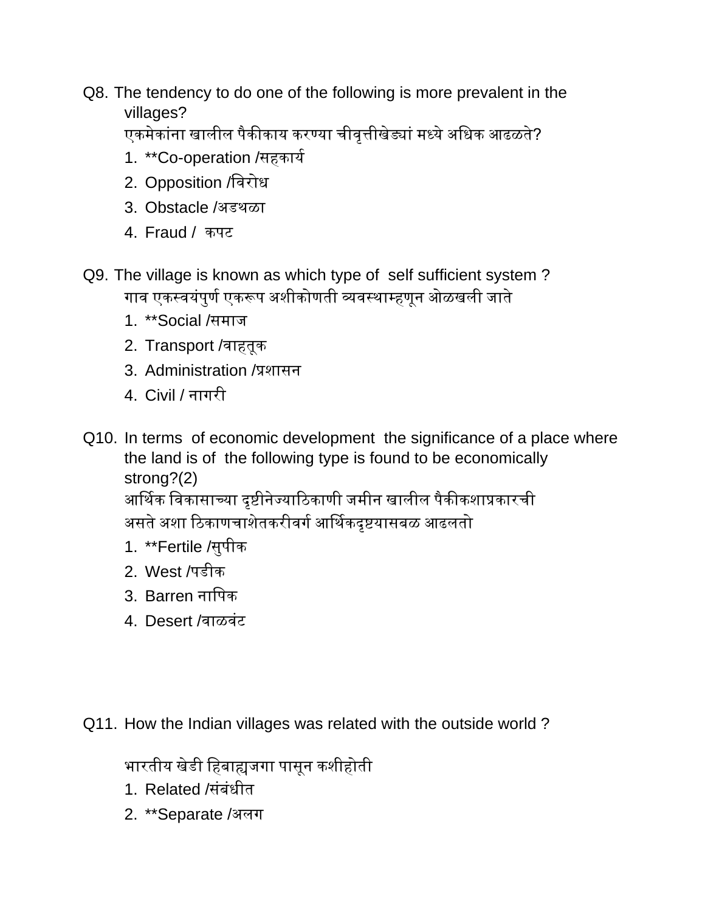Q8. The tendency to do one of the following is more prevalent in the villages?
एकमेकांना खालील पैकीकाय करण्या चीवृत्तीखेड्यां मध्ये अधिक आढळते?

1. **Co-operation /सहकार्य
2. Opposition /विरोध
3. Obstacle /अडथळा
4. Fraud /  कपट

Q9. The village is known as which type of  self sufficient system ?
गाव एकस्वयंपुर्ण एकरूप अशीकोणती व्यवस्थाम्हणून ओळखली जाते

1. **Social /समाज
2. Transport /वाहतूक
3. Administration /प्रशासन
4. Civil / नागरी

Q10. In terms  of economic development  the significance of a place where the land is of  the following type is found to be economically strong?(2)
आर्थिक विकासाच्या दृष्टीनेज्याठिकाणी जमीन खालील पैकीकशाप्रकारची असते अशा ठिकाणचाशेतकरीवर्ग आर्थिकदृष्टयासबळ आढलतो

1. **Fertile /सुपीक
2. West /पडीक
3. Barren नापिक
4. Desert /वाळवंट

Q11. How the Indian villages was related with the outside world ?

भारतीय खेडी हिबाह्यजगा पासून कशीहोती

1. Related /संबंधीत
2. **Separate /अलग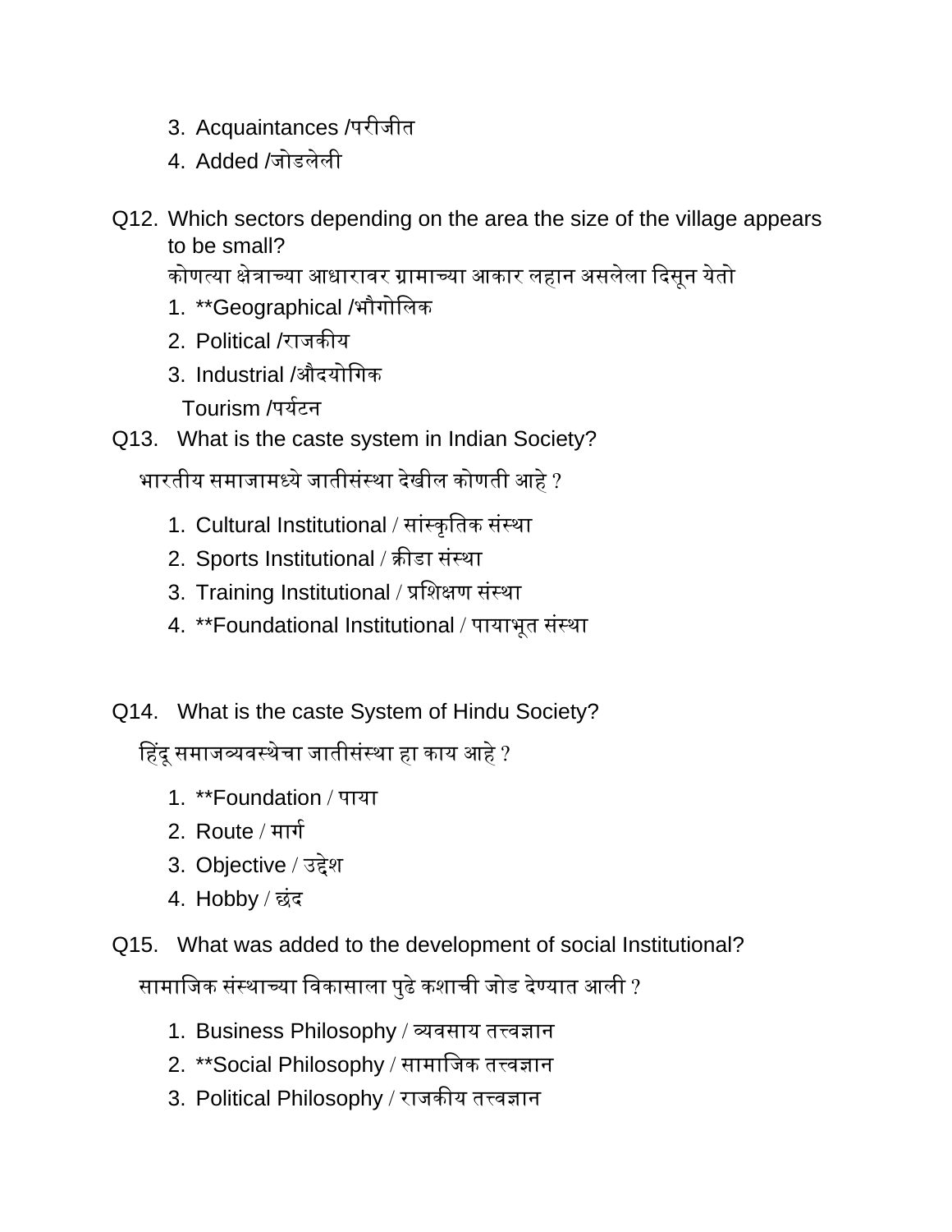3. Acquaintances /परीजीत
4. Added /जोडलेली

Q12. Which sectors depending on the area the size of the village appears to be small?

कोणत्या क्षेत्राच्या आधारावर ग्रामाच्या आकार लहान असलेला दिसून येतो

1. **Geographical /भौगोलिक
2. Political /राजकीय
3. Industrial /औदयोगिक

Tourism /पर्यटन

Q13. What is the caste system in Indian Society?

भारतीय समाजामध्ये जातीसंस्था देखील कोणती आहे ?

1. Cultural Institutional / सांस्कृतिक संस्था
2. Sports Institutional / क्रीडा संस्था
3. Training Institutional / प्रशिक्षण संस्था
4. **Foundational Institutional / पायाभूत संस्था

Q14. What is the caste System of Hindu Society?

हिंदू समाजव्यवस्थेचा जातीसंस्था हा काय आहे ?

1. **Foundation / पाया
2. Route / मार्ग
3. Objective / उद्देश
4. Hobby / छंद

Q15. What was added to the development of social Institutional?

सामाजिक संस्थाच्या विकासाला पुढे कशाची जोड देण्यात आली ?

1. Business Philosophy / व्यवसाय तत्त्वज्ञान
2. **Social Philosophy / सामाजिक तत्त्वज्ञान
3. Political Philosophy / राजकीय तत्त्वज्ञान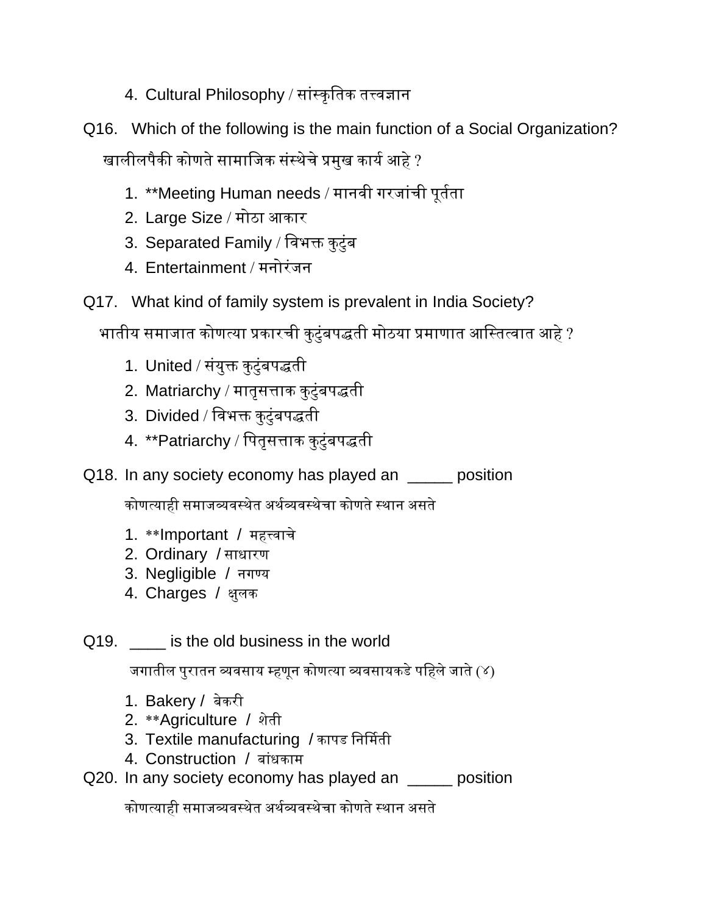4. Cultural Philosophy / सांस्कृतिक तत्त्वज्ञान

Q16. Which of the following is the main function of a Social Organization?

खालीलपैकी कोणते सामाजिक संस्थेचे प्रमुख कार्य आहे ?

1. **Meeting Human needs / मानवी गरजांची पूर्तता
2. Large Size / मोठा आकार
3. Separated Family / विभक्त कुटुंब
4. Entertainment / मनोरंजन

Q17. What kind of family system is prevalent in India Society?

भातीय समाजात कोणत्या प्रकारची कुटुंबपद्धती मोठया प्रमाणात आस्तित्वात आहे ?

1. United / संयुक्त कुटुंबपद्धती
2. Matriarchy / मातृसत्ताक कुटुंबपद्धती
3. Divided / विभक्त कुटुंबपद्धती
4. **Patriarchy / पितृसत्ताक कुटुंबपद्धती

Q18. In any society economy has played an _____ position

कोणत्याही समाजव्यवस्थेत अर्थव्यवस्थेचा कोणते स्थान असते

1. **Important / महत्त्वाचे
2. Ordinary / साधारण
3. Negligible / नगण्य
4. Charges / क्षुलक

Q19. ____ is the old business in the world

जगातील पुरातन व्यवसाय म्हणून कोणत्या व्यवसायकडे पहिले जाते (४)

1. Bakery / बेकरी
2. **Agriculture / शेती
3. Textile manufacturing / कापड निर्मिती
4. Construction / बांधकाम

Q20. In any society economy has played an _____ position

कोणत्याही समाजव्यवस्थेत अर्थव्यवस्थेचा कोणते स्थान असते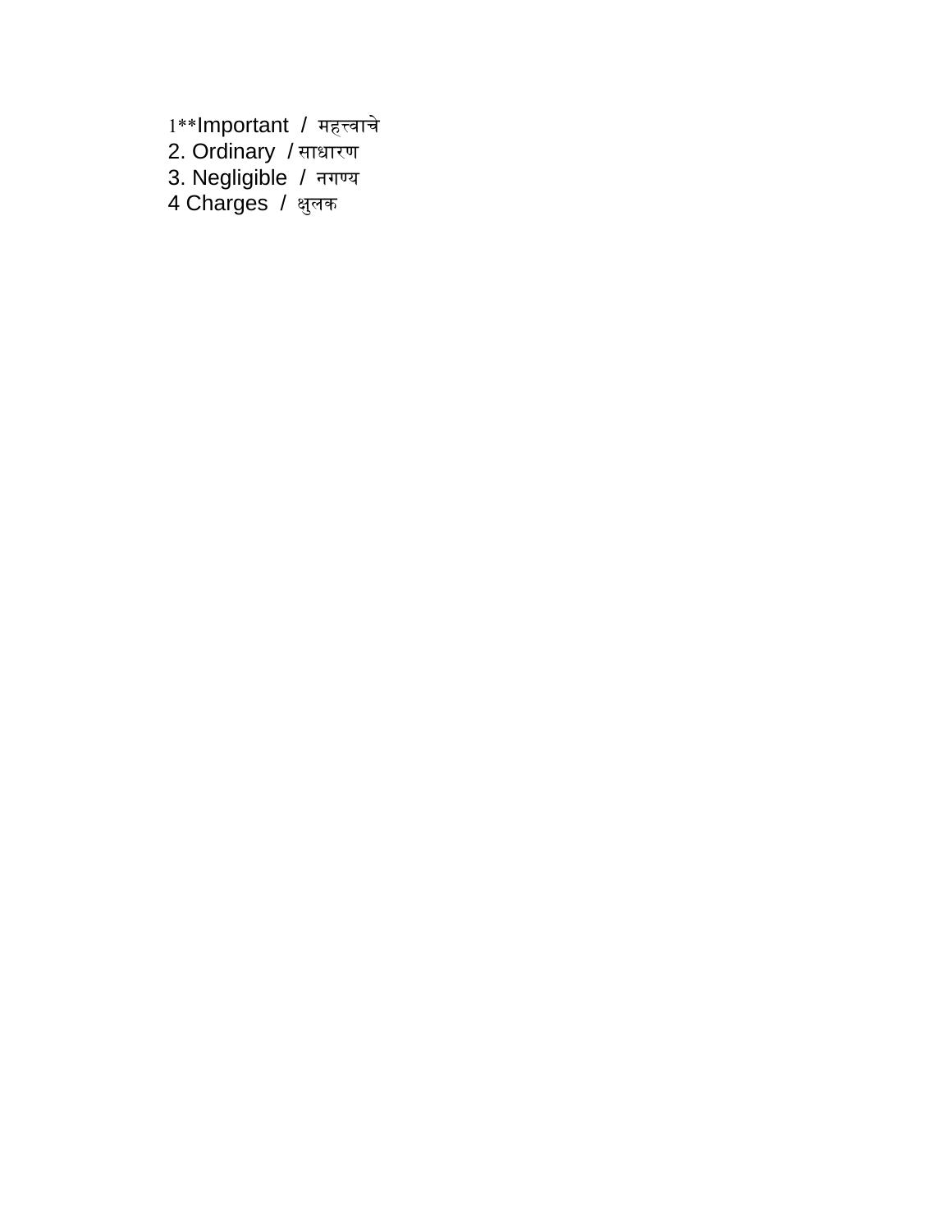1**Important / महत्त्वाचे
2. Ordinary / साधारण
3. Negligible / नगण्य
4 Charges / क्षुलक